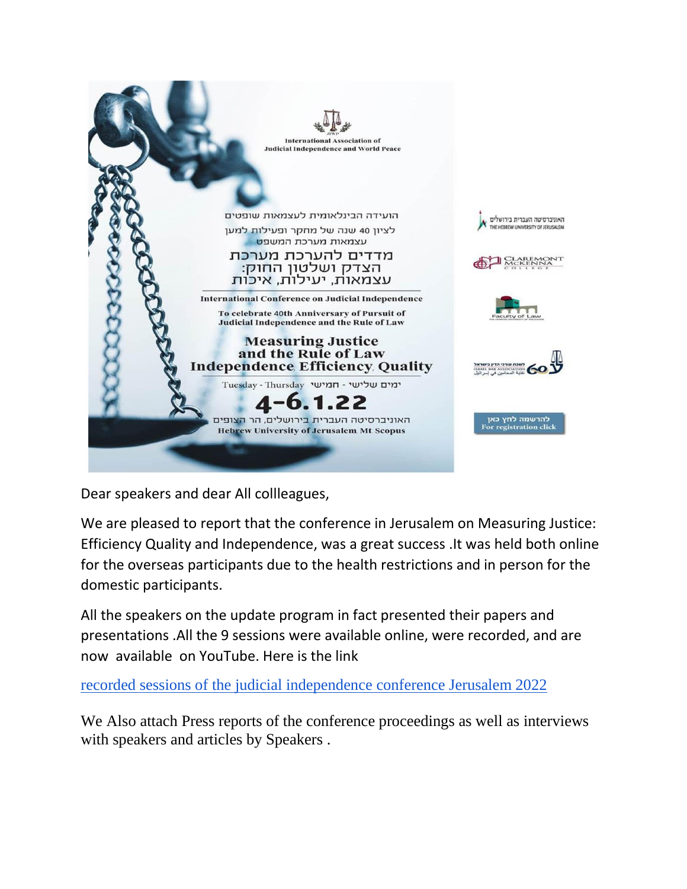International Association of Judicial Independence and World Peace

הועידה הבינלאומית לעצמאות שופטים

לציון 40 שנה של מחקר ופעילות למען עצמאות מערכת המשפט

מדדים להערכת מערכת הצדק ושלטון החוק: עצמאות, יעילות, איכות

International Conference on Judicial Independence

To celebrate 40th Anniversary of Pursuit of Judicial Independence and the Rule of Law

**Measuring Justice and the Rule of Law**

**Independence, Efficiency, Quality**

Tuesday - Thursday ימים שלישי - חמישי

**4-6.1.22**

האוניברסיטה העברית בירושלים, הר הצופים

Hebrew University of Jerusalem Mt Scopus

האוניברסיטה העברית בירושלים THE HEBREW UNIVERSITY OF JERUSALEM

CLAREMONT MCKENNA COLLEGE

Faculty of Law

לשכת עורכי הדין בישראל ISRAEL BAR ASSOCIATION نقابة المحامين في إسرائيل 60

להרשמה לחץ כאן For registration click

Dear speakers and dear All collleagues,

We are pleased to report that the conference in Jerusalem on Measuring Justice: Efficiency Quality and Independence, was a great success .It was held both online for the overseas participants due to the health restrictions and in person for the domestic participants.

All the speakers on the update program in fact presented their papers and presentations .All the 9 sessions were available online, were recorded, and are now available on YouTube. Here is the link

recorded sessions of the judicial independence conference Jerusalem 2022

We Also attach Press reports of the conference proceedings as well as interviews with speakers and articles by Speakers .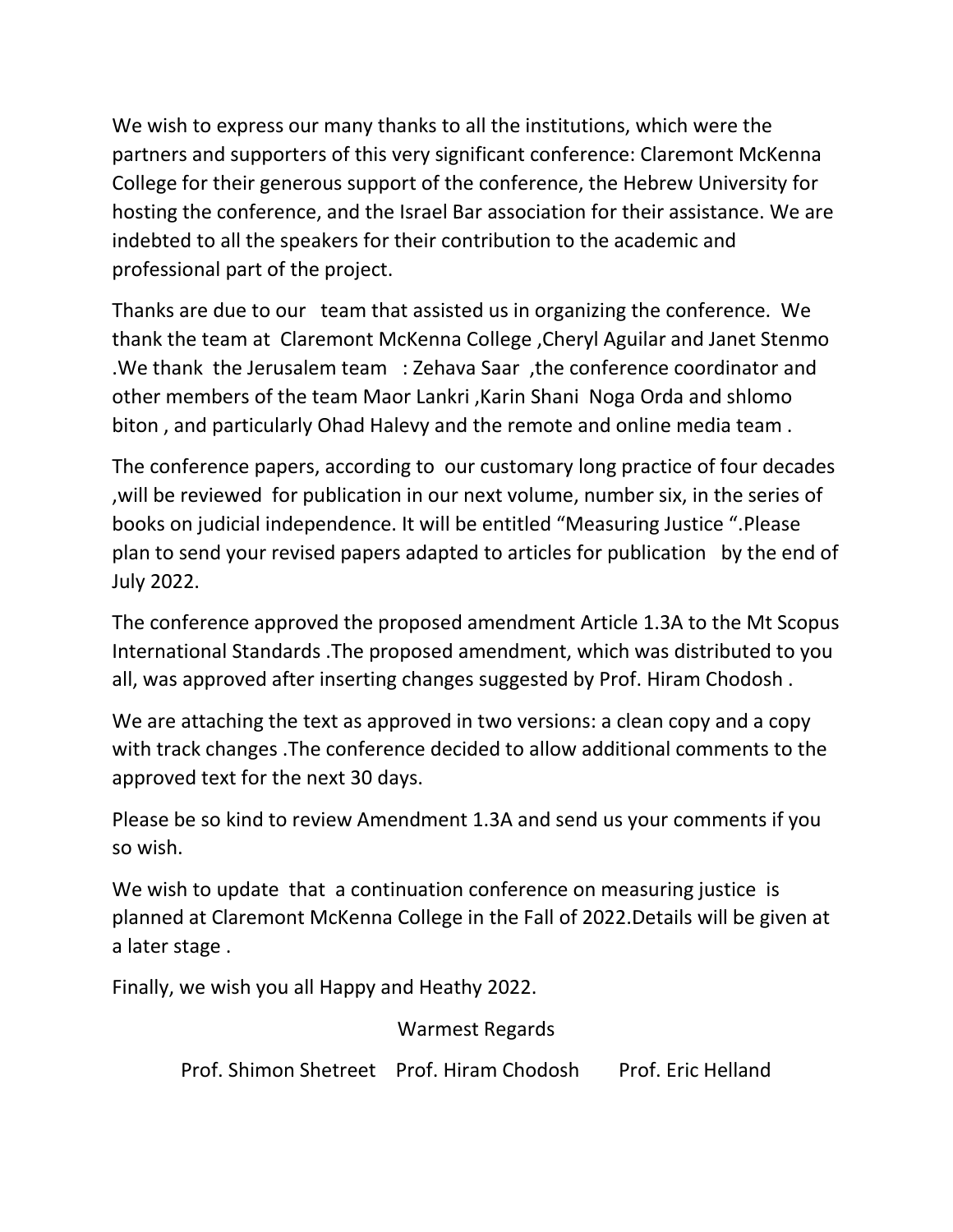We wish to express our many thanks to all the institutions, which were the partners and supporters of this very significant conference: Claremont McKenna College for their generous support of the conference, the Hebrew University for hosting the conference, and the Israel Bar association for their assistance. We are indebted to all the speakers for their contribution to the academic and professional part of the project.

Thanks are due to our team that assisted us in organizing the conference. We thank the team at Claremont McKenna College ,Cheryl Aguilar and Janet Stenmo .We thank the Jerusalem team : Zehava Saar ,the conference coordinator and other members of the team Maor Lankri ,Karin Shani Noga Orda and shlomo biton , and particularly Ohad Halevy and the remote and online media team .

The conference papers, according to our customary long practice of four decades ,will be reviewed for publication in our next volume, number six, in the series of books on judicial independence. It will be entitled "Measuring Justice ".Please plan to send your revised papers adapted to articles for publication by the end of July 2022.

The conference approved the proposed amendment Article 1.3A to the Mt Scopus International Standards .The proposed amendment, which was distributed to you all, was approved after inserting changes suggested by Prof. Hiram Chodosh .

We are attaching the text as approved in two versions: a clean copy and a copy with track changes .The conference decided to allow additional comments to the approved text for the next 30 days.

Please be so kind to review Amendment 1.3A and send us your comments if you so wish.

We wish to update that a continuation conference on measuring justice is planned at Claremont McKenna College in the Fall of 2022.Details will be given at a later stage .

Finally, we wish you all Happy and Heathy 2022.

Warmest Regards

Prof. Shimon Shetreet Prof. Hiram Chodosh Prof. Eric Helland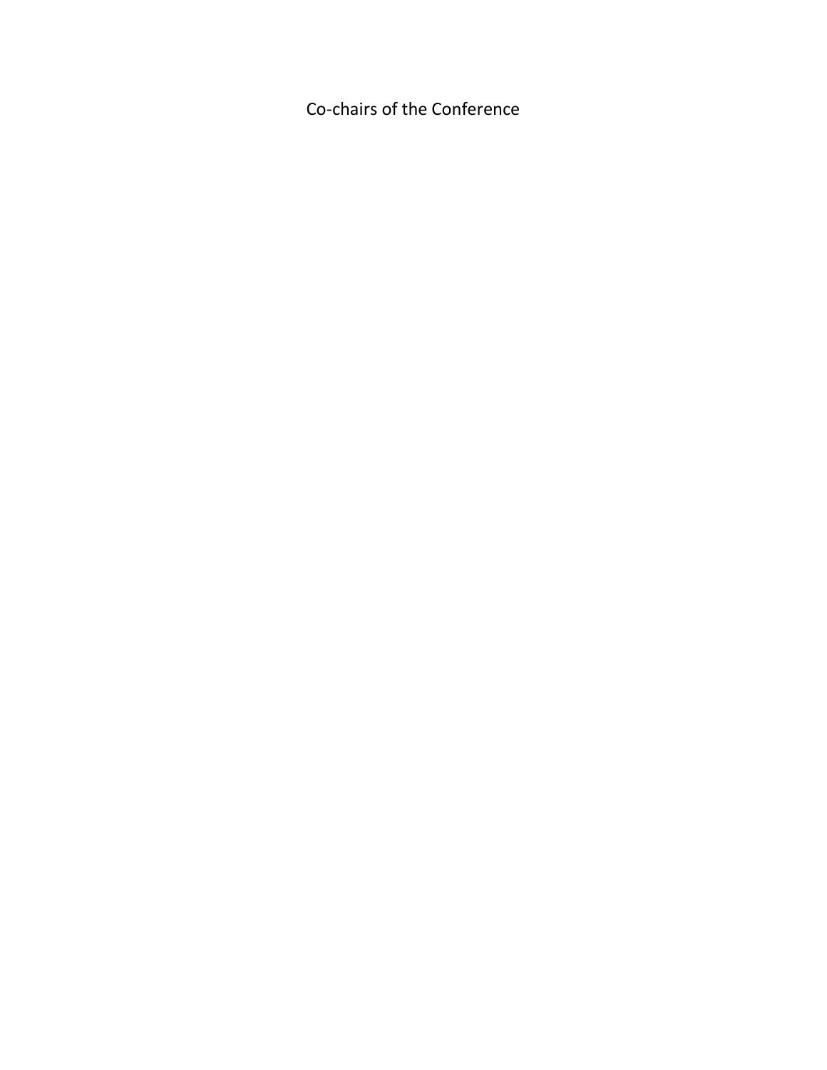Co-chairs of the Conference